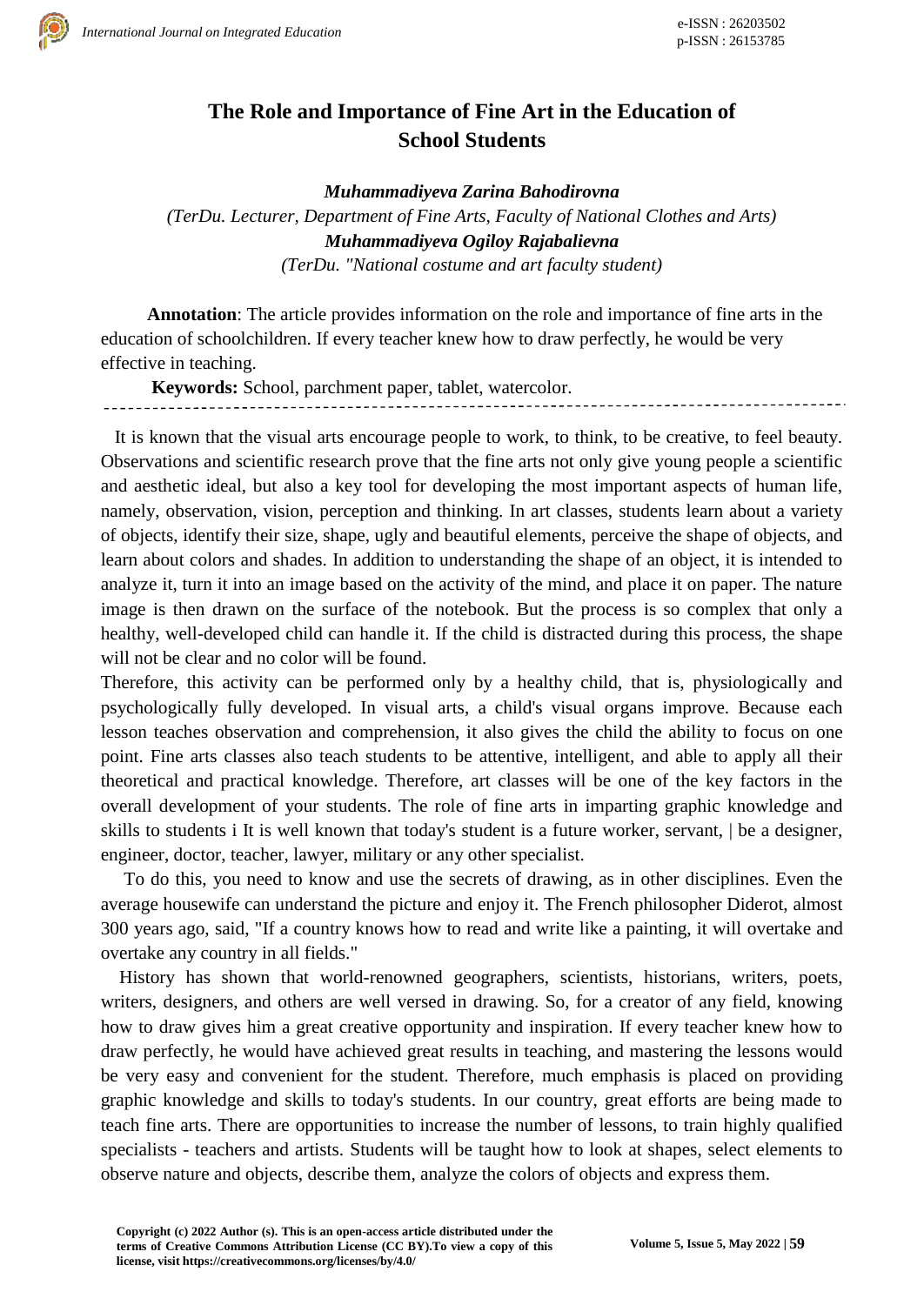# The Role and Importance of Fine Art in the Education of School Students

***Muhammadiyeva Zarina Bahodirovna***

*(TerDu. Lecturer, Department of Fine Arts, Faculty of National Clothes and Arts)*

***Muhammadiyeva Ogiloy Rajabalievna***

*(TerDu. "National costume and art faculty student)*

**Annotation**: The article provides information on the role and importance of fine arts in the education of schoolchildren. If every teacher knew how to draw perfectly, he would be very effective in teaching.

**Keywords:** School, parchment paper, tablet, watercolor.

---

It is known that the visual arts encourage people to work, to think, to be creative, to feel beauty. Observations and scientific research prove that the fine arts not only give young people a scientific and aesthetic ideal, but also a key tool for developing the most important aspects of human life, namely, observation, vision, perception and thinking. In art classes, students learn about a variety of objects, identify their size, shape, ugly and beautiful elements, perceive the shape of objects, and learn about colors and shades. In addition to understanding the shape of an object, it is intended to analyze it, turn it into an image based on the activity of the mind, and place it on paper. The nature image is then drawn on the surface of the notebook. But the process is so complex that only a healthy, well-developed child can handle it. If the child is distracted during this process, the shape will not be clear and no color will be found.

Therefore, this activity can be performed only by a healthy child, that is, physiologically and psychologically fully developed. In visual arts, a child's visual organs improve. Because each lesson teaches observation and comprehension, it also gives the child the ability to focus on one point. Fine arts classes also teach students to be attentive, intelligent, and able to apply all their theoretical and practical knowledge. Therefore, art classes will be one of the key factors in the overall development of your students. The role of fine arts in imparting graphic knowledge and skills to students i It is well known that today's student is a future worker, servant, | be a designer, engineer, doctor, teacher, lawyer, military or any other specialist.

To do this, you need to know and use the secrets of drawing, as in other disciplines. Even the average housewife can understand the picture and enjoy it. The French philosopher Diderot, almost 300 years ago, said, "If a country knows how to read and write like a painting, it will overtake and overtake any country in all fields."

History has shown that world-renowned geographers, scientists, historians, writers, poets, writers, designers, and others are well versed in drawing. So, for a creator of any field, knowing how to draw gives him a great creative opportunity and inspiration. If every teacher knew how to draw perfectly, he would have achieved great results in teaching, and mastering the lessons would be very easy and convenient for the student. Therefore, much emphasis is placed on providing graphic knowledge and skills to today's students. In our country, great efforts are being made to teach fine arts. There are opportunities to increase the number of lessons, to train highly qualified specialists - teachers and artists. Students will be taught how to look at shapes, select elements to observe nature and objects, describe them, analyze the colors of objects and express them.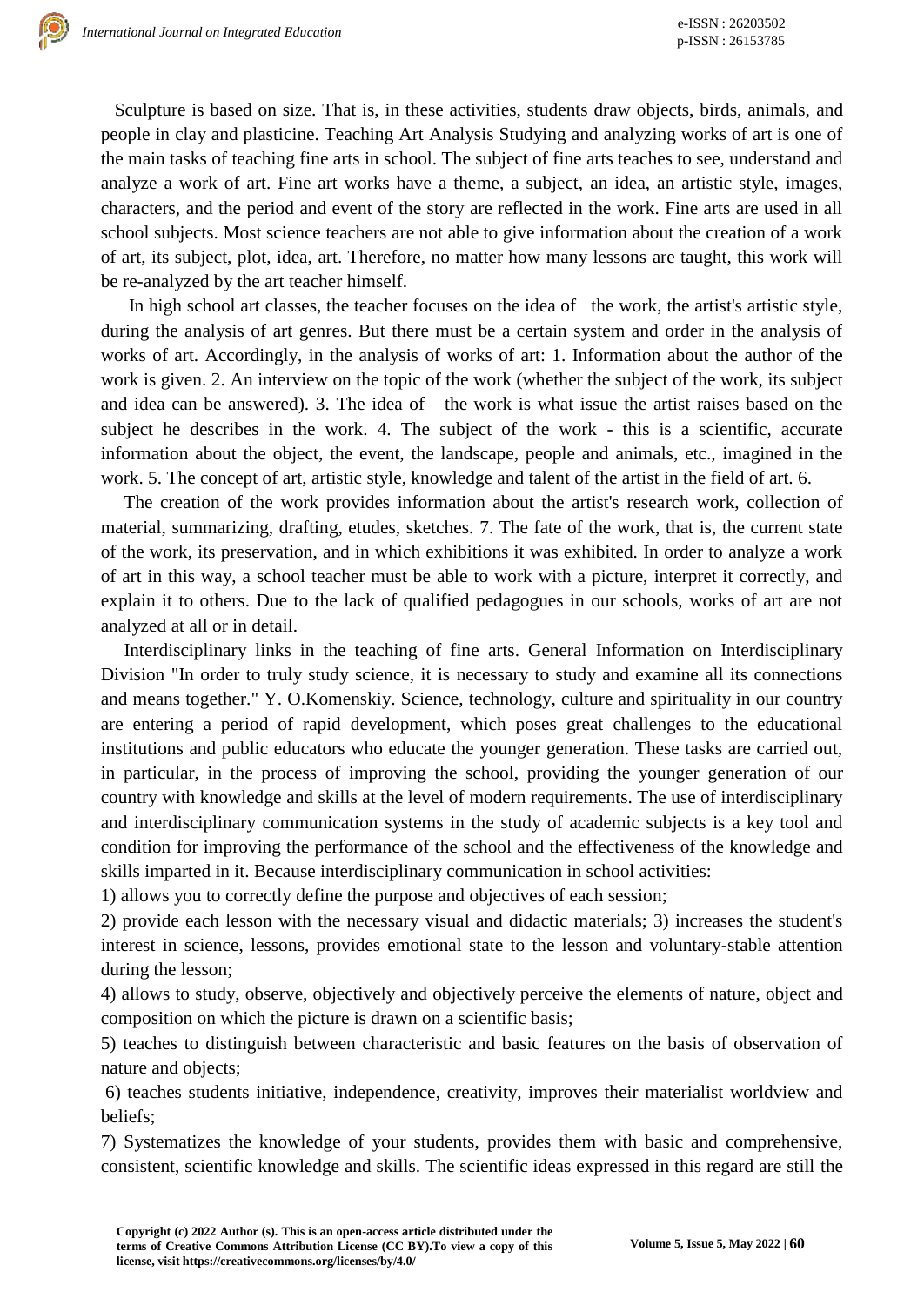Sculpture is based on size. That is, in these activities, students draw objects, birds, animals, and people in clay and plasticine. Teaching Art Analysis Studying and analyzing works of art is one of the main tasks of teaching fine arts in school. The subject of fine arts teaches to see, understand and analyze a work of art. Fine art works have a theme, a subject, an idea, an artistic style, images, characters, and the period and event of the story are reflected in the work. Fine arts are used in all school subjects. Most science teachers are not able to give information about the creation of a work of art, its subject, plot, idea, art. Therefore, no matter how many lessons are taught, this work will be re-analyzed by the art teacher himself.

In high school art classes, the teacher focuses on the idea of the work, the artist's artistic style, during the analysis of art genres. But there must be a certain system and order in the analysis of works of art. Accordingly, in the analysis of works of art: 1. Information about the author of the work is given. 2. An interview on the topic of the work (whether the subject of the work, its subject and idea can be answered). 3. The idea of the work is what issue the artist raises based on the subject he describes in the work. 4. The subject of the work - this is a scientific, accurate information about the object, the event, the landscape, people and animals, etc., imagined in the work. 5. The concept of art, artistic style, knowledge and talent of the artist in the field of art. 6.

The creation of the work provides information about the artist's research work, collection of material, summarizing, drafting, etudes, sketches. 7. The fate of the work, that is, the current state of the work, its preservation, and in which exhibitions it was exhibited. In order to analyze a work of art in this way, a school teacher must be able to work with a picture, interpret it correctly, and explain it to others. Due to the lack of qualified pedagogues in our schools, works of art are not analyzed at all or in detail.

Interdisciplinary links in the teaching of fine arts. General Information on Interdisciplinary Division "In order to truly study science, it is necessary to study and examine all its connections and means together." Y. O.Komenskiy. Science, technology, culture and spirituality in our country are entering a period of rapid development, which poses great challenges to the educational institutions and public educators who educate the younger generation. These tasks are carried out, in particular, in the process of improving the school, providing the younger generation of our country with knowledge and skills at the level of modern requirements. The use of interdisciplinary and interdisciplinary communication systems in the study of academic subjects is a key tool and condition for improving the performance of the school and the effectiveness of the knowledge and skills imparted in it. Because interdisciplinary communication in school activities:

1) allows you to correctly define the purpose and objectives of each session;

2) provide each lesson with the necessary visual and didactic materials; 3) increases the student's interest in science, lessons, provides emotional state to the lesson and voluntary-stable attention during the lesson;

4) allows to study, observe, objectively and objectively perceive the elements of nature, object and composition on which the picture is drawn on a scientific basis;

5) teaches to distinguish between characteristic and basic features on the basis of observation of nature and objects;

6) teaches students initiative, independence, creativity, improves their materialist worldview and beliefs;

7) Systematizes the knowledge of your students, provides them with basic and comprehensive, consistent, scientific knowledge and skills. The scientific ideas expressed in this regard are still the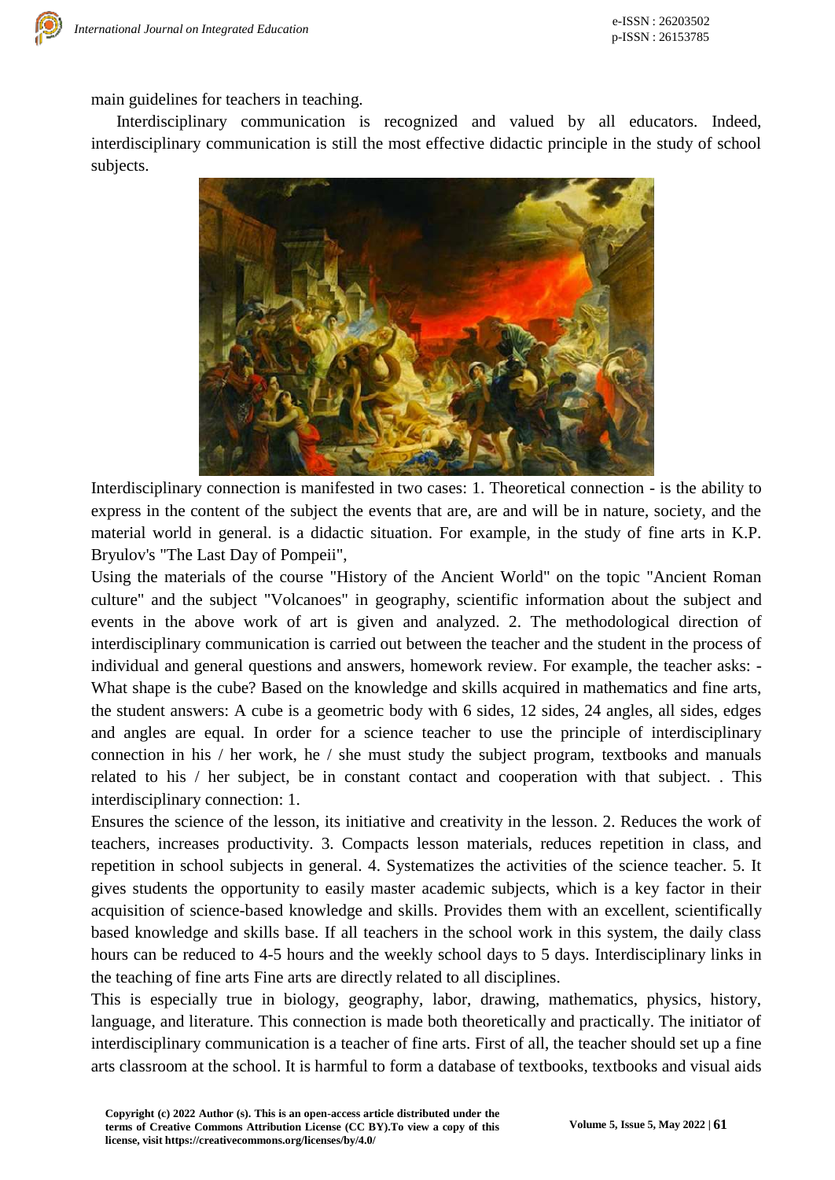main guidelines for teachers in teaching.

Interdisciplinary communication is recognized and valued by all educators. Indeed, interdisciplinary communication is still the most effective didactic principle in the study of school subjects.

Interdisciplinary connection is manifested in two cases: 1. Theoretical connection - is the ability to express in the content of the subject the events that are, are and will be in nature, society, and the material world in general. is a didactic situation. For example, in the study of fine arts in K.P. Bryulov's "The Last Day of Pompeii",

Using the materials of the course "History of the Ancient World" on the topic "Ancient Roman culture" and the subject "Volcanoes" in geography, scientific information about the subject and events in the above work of art is given and analyzed. 2. The methodological direction of interdisciplinary communication is carried out between the teacher and the student in the process of individual and general questions and answers, homework review. For example, the teacher asks: - What shape is the cube? Based on the knowledge and skills acquired in mathematics and fine arts, the student answers: A cube is a geometric body with 6 sides, 12 sides, 24 angles, all sides, edges and angles are equal. In order for a science teacher to use the principle of interdisciplinary connection in his / her work, he / she must study the subject program, textbooks and manuals related to his / her subject, be in constant contact and cooperation with that subject. . This interdisciplinary connection: 1.

Ensures the science of the lesson, its initiative and creativity in the lesson. 2. Reduces the work of teachers, increases productivity. 3. Compacts lesson materials, reduces repetition in class, and repetition in school subjects in general. 4. Systematizes the activities of the science teacher. 5. It gives students the opportunity to easily master academic subjects, which is a key factor in their acquisition of science-based knowledge and skills. Provides them with an excellent, scientifically based knowledge and skills base. If all teachers in the school work in this system, the daily class hours can be reduced to 4-5 hours and the weekly school days to 5 days. Interdisciplinary links in the teaching of fine arts Fine arts are directly related to all disciplines.

This is especially true in biology, geography, labor, drawing, mathematics, physics, history, language, and literature. This connection is made both theoretically and practically. The initiator of interdisciplinary communication is a teacher of fine arts. First of all, the teacher should set up a fine arts classroom at the school. It is harmful to form a database of textbooks, textbooks and visual aids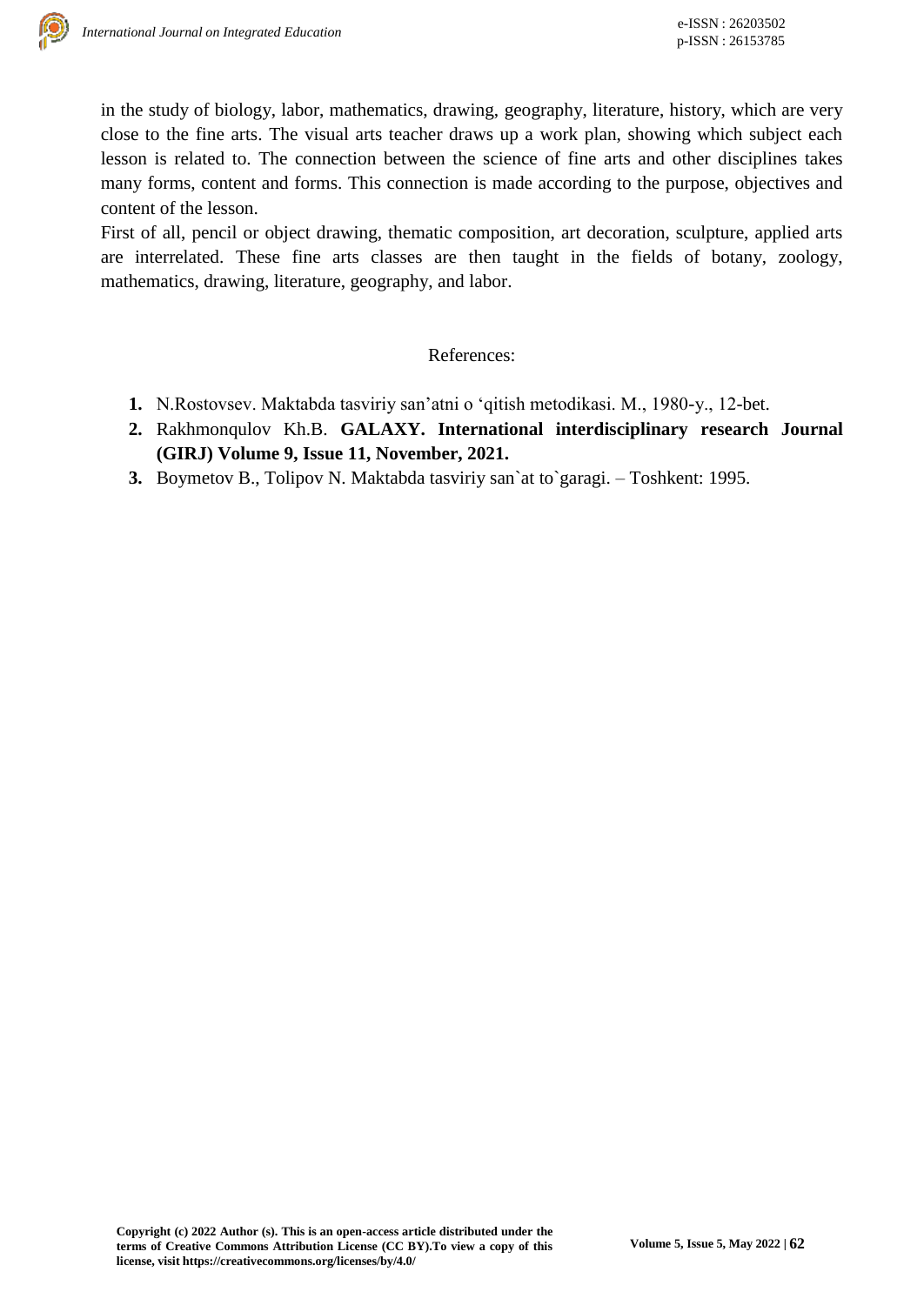in the study of biology, labor, mathematics, drawing, geography, literature, history, which are very close to the fine arts. The visual arts teacher draws up a work plan, showing which subject each lesson is related to. The connection between the science of fine arts and other disciplines takes many forms, content and forms. This connection is made according to the purpose, objectives and content of the lesson.

First of all, pencil or object drawing, thematic composition, art decoration, sculpture, applied arts are interrelated. These fine arts classes are then taught in the fields of botany, zoology, mathematics, drawing, literature, geography, and labor.

## References:

1. N.Rostovsev. Maktabda tasviriy san'atni o 'qitish metodikasi. M., 1980-y., 12-bet.
2. Rakhmonqulov Kh.B. **GALAXY. International interdisciplinary research Journal (GIRJ) Volume 9, Issue 11, November, 2021.**
3. Boymetov B., Tolipov N. Maktabda tasviriy san`at to`garagi. – Toshkent: 1995.

**Copyright (c) 2022 Author (s). This is an open-access article distributed under the terms of Creative Commons Attribution License (CC BY).To view a copy of this license, visit https://creativecommons.org/licenses/by/4.0/**